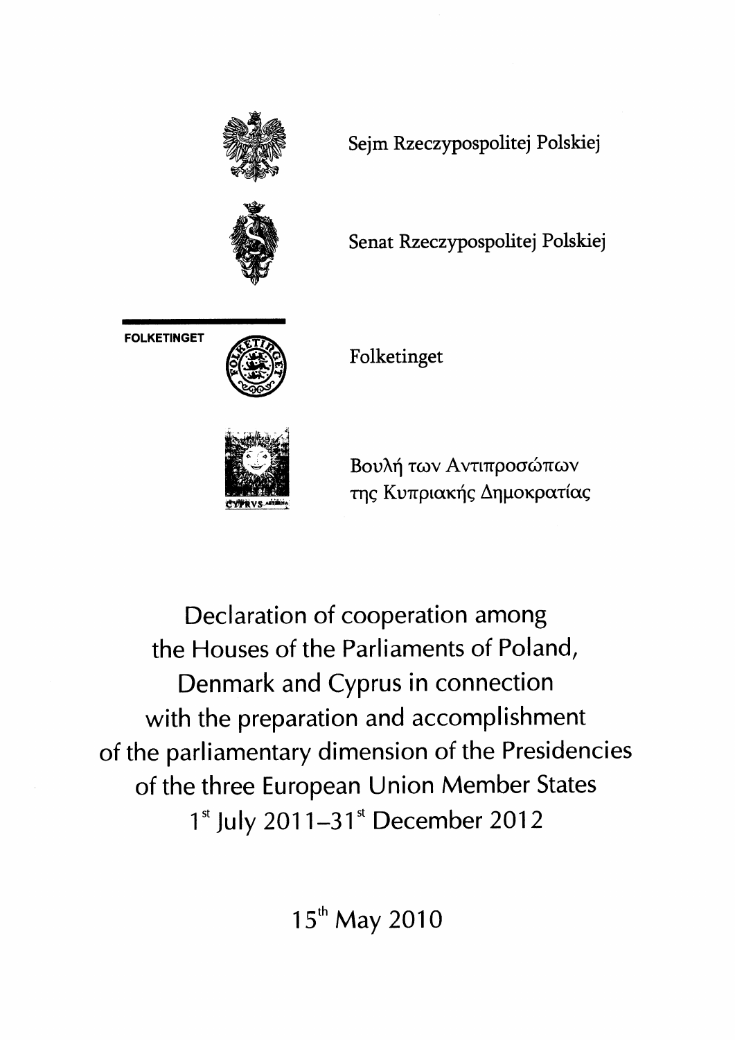Sejm Rzeczypospolitej Polskiej

Senat Rzeczypospolitej Polskiej

FOLKETINGET

Folketinget

CYPRVS

Βουλή των Αντιπροσώπων της Κυπριακής Δημοκρατίας

# Declaration of cooperation among the Houses of the Parliaments of Poland, Denmark and Cyprus in connection with the preparation and accomplishment of the parliamentary dimension of the Presidencies of the three European Union Member States 1st July 2011–31st December 2012

15th May 2010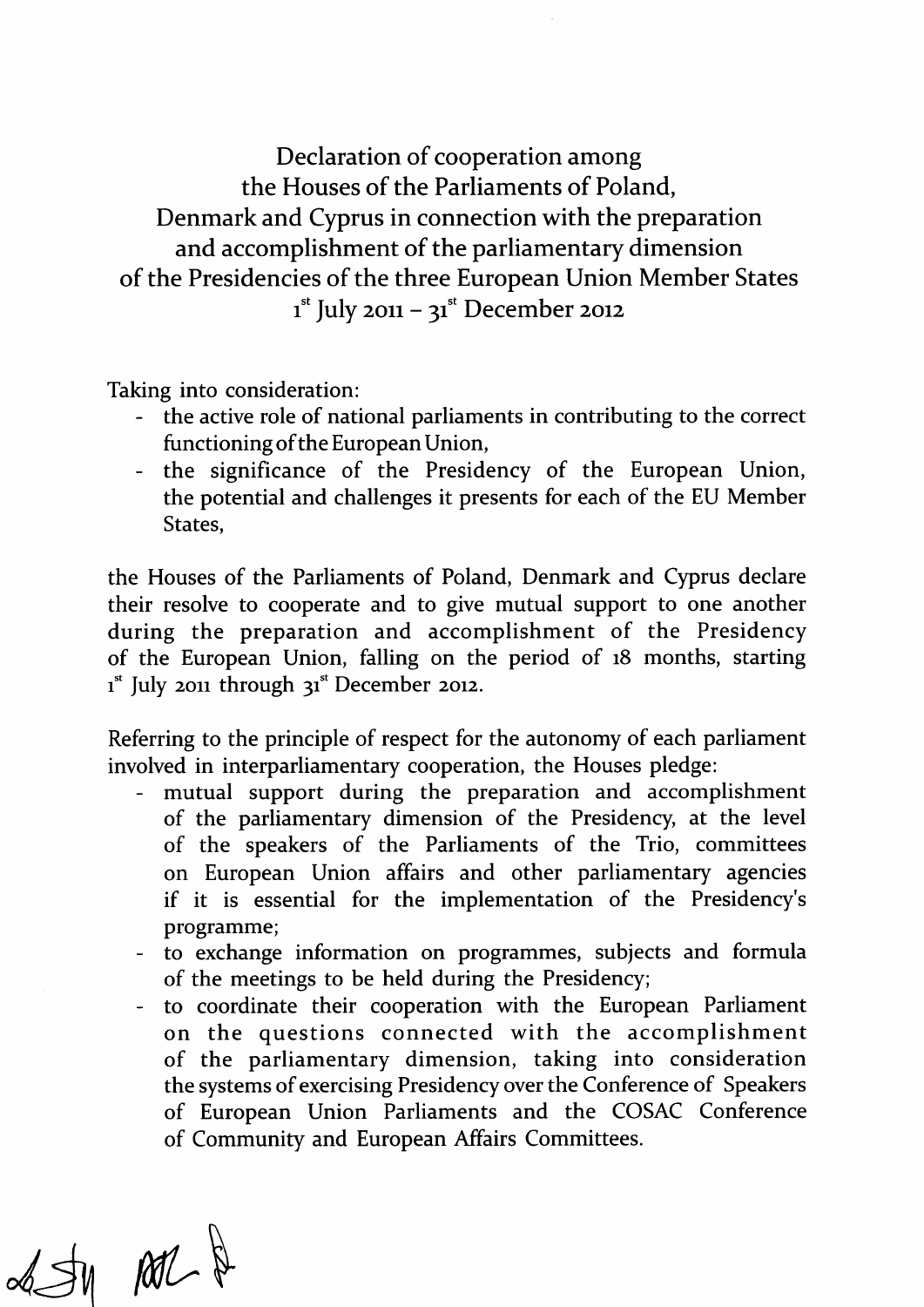# Declaration of cooperation among the Houses of the Parliaments of Poland, Denmark and Cyprus in connection with the preparation and accomplishment of the parliamentary dimension of the Presidencies of the three European Union Member States 1st July 2011 – 31st December 2012

Taking into consideration:

- the active role of national parliaments in contributing to the correct functioning of the European Union,
- the significance of the Presidency of the European Union, the potential and challenges it presents for each of the EU Member States,

the Houses of the Parliaments of Poland, Denmark and Cyprus declare their resolve to cooperate and to give mutual support to one another during the preparation and accomplishment of the Presidency of the European Union, falling on the period of 18 months, starting 1st July 2011 through 31st December 2012.

Referring to the principle of respect for the autonomy of each parliament involved in interparliamentary cooperation, the Houses pledge:

- mutual support during the preparation and accomplishment of the parliamentary dimension of the Presidency, at the level of the speakers of the Parliaments of the Trio, committees on European Union affairs and other parliamentary agencies if it is essential for the implementation of the Presidency's programme;
- to exchange information on programmes, subjects and formula of the meetings to be held during the Presidency;
- to coordinate their cooperation with the European Parliament on the questions connected with the accomplishment of the parliamentary dimension, taking into consideration the systems of exercising Presidency over the Conference of Speakers of European Union Parliaments and the COSAC Conference of Community and European Affairs Committees.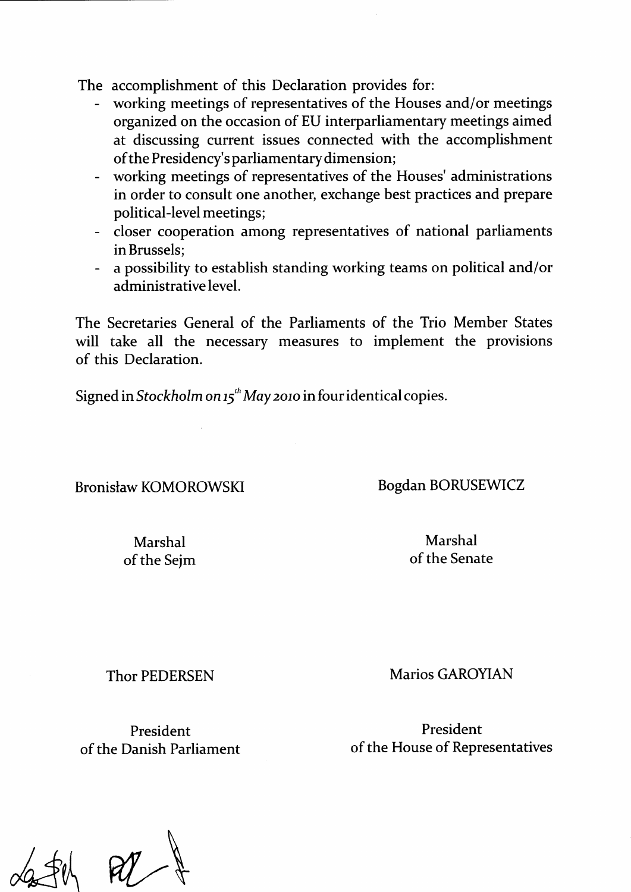The accomplishment of this Declaration provides for:

- working meetings of representatives of the Houses and/or meetings organized on the occasion of EU interparliamentary meetings aimed at discussing current issues connected with the accomplishment of the Presidency's parliamentary dimension;
- working meetings of representatives of the Houses' administrations in order to consult one another, exchange best practices and prepare political-level meetings;
- closer cooperation among representatives of national parliaments in Brussels;
- a possibility to establish standing working teams on political and/or administrative level.

The Secretaries General of the Parliaments of the Trio Member States will take all the necessary measures to implement the provisions of this Declaration.

Signed in *Stockholm on 15th May 2010* in four identical copies.

Bronisław KOMOROWSKI

Marshal
of the Sejm

Bogdan BORUSEWICZ

Marshal
of the Senate

Thor PEDERSEN

President
of the Danish Parliament

Marios GAROYIAN

President
of the House of Representatives